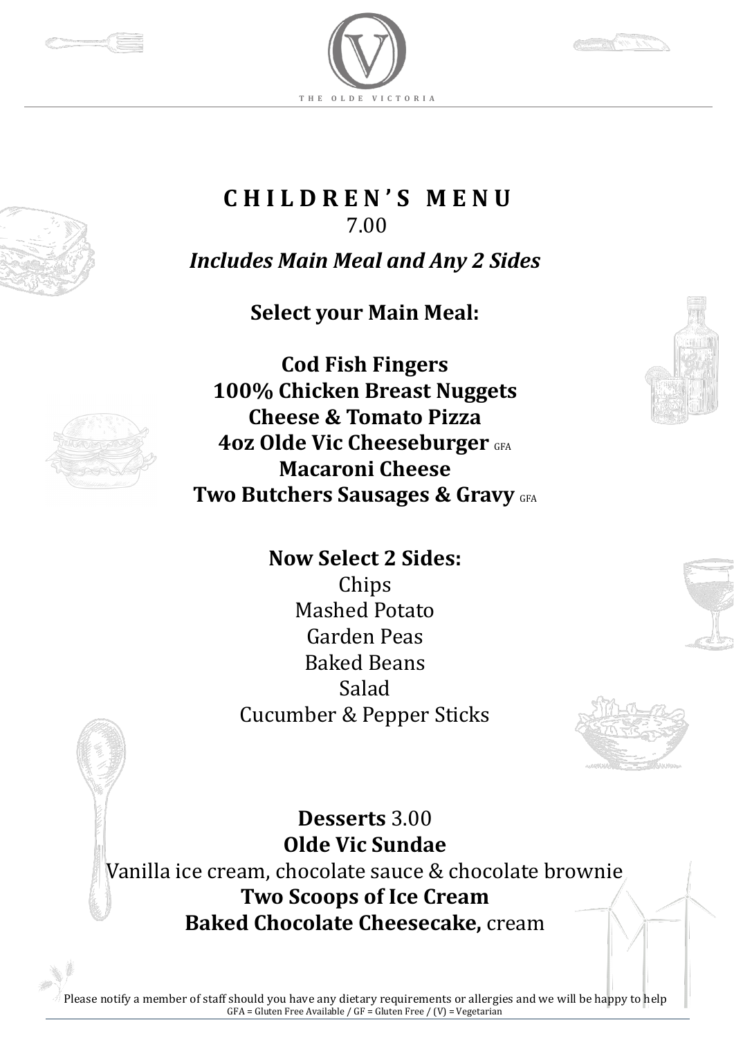THE OLDE VICTORIA

# CHILDREN'S MENU

7.00

***Includes Main Meal and Any 2 Sides***

**Select your Main Meal:**

**Cod Fish Fingers**
**100% Chicken Breast Nuggets**
**Cheese & Tomato Pizza**
**4oz Olde Vic Cheeseburger** GFA
**Macaroni Cheese**
**Two Butchers Sausages & Gravy** GFA

**Now Select 2 Sides:**

Chips
Mashed Potato
Garden Peas
Baked Beans
Salad
Cucumber & Pepper Sticks

**Desserts** 3.00

**Olde Vic Sundae**
Vanilla ice cream, chocolate sauce & chocolate brownie
**Two Scoops of Ice Cream**
**Baked Chocolate Cheesecake,** cream

Please notify a member of staff should you have any dietary requirements or allergies and we will be happy to help
GFA = Gluten Free Available / GF = Gluten Free / (V) = Vegetarian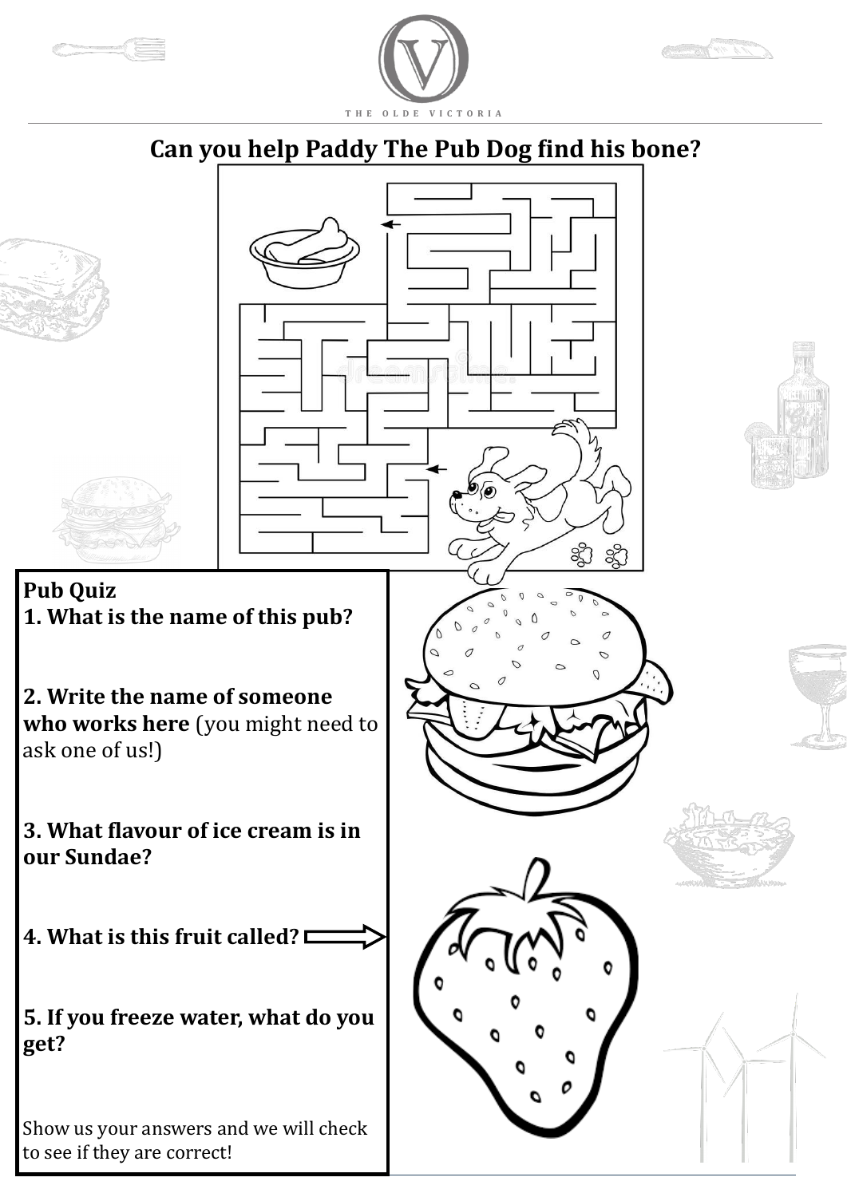THE OLDE VICTORIA

## Can you help Paddy The Pub Dog find his bone?

**Pub Quiz**

**1. What is the name of this pub?**

**2. Write the name of someone who works here** (you might need to ask one of us!)

**3. What flavour of ice cream is in our Sundae?**

**4. What is this fruit called?**

**5. If you freeze water, what do you get?**

Show us your answers and we will check to see if they are correct!